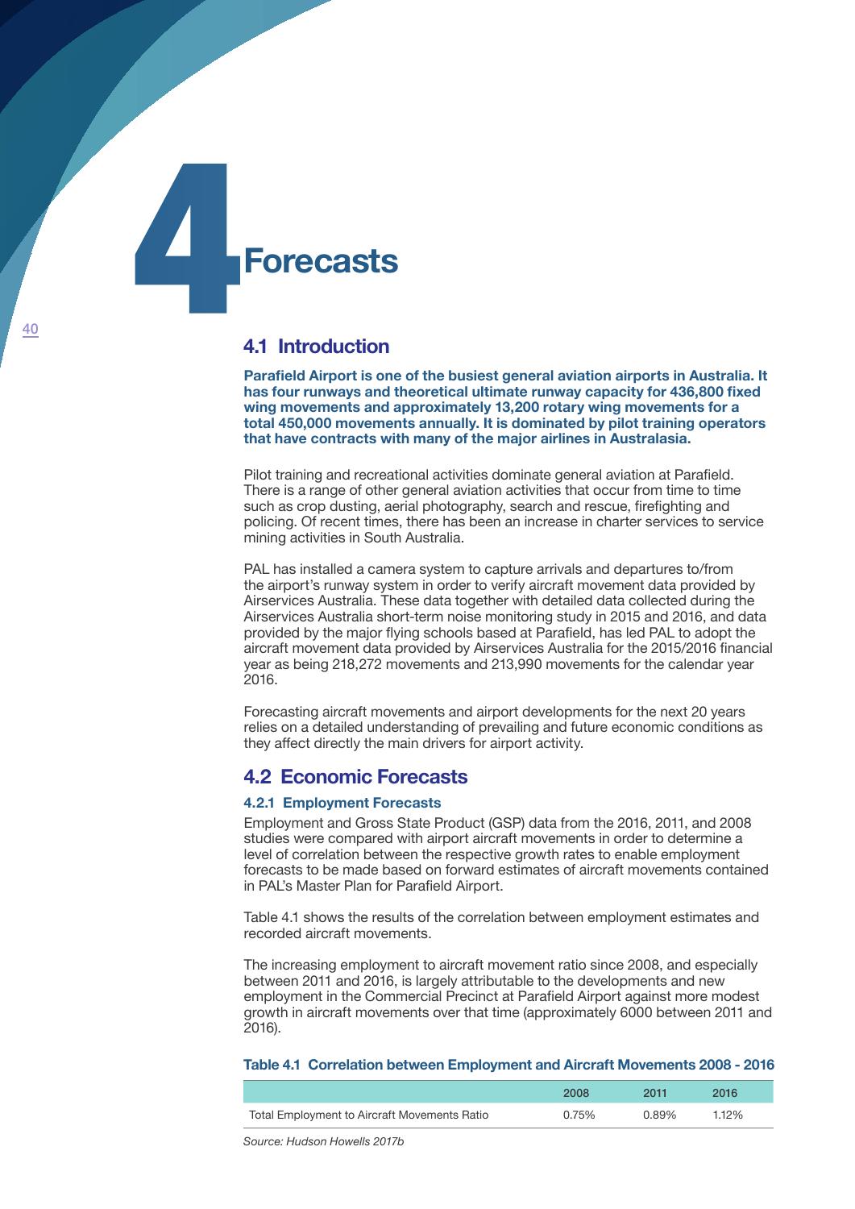# 4 Forecasts

## 4.1 Introduction

**Parafield Airport is one of the busiest general aviation airports in Australia. It has four runways and theoretical ultimate runway capacity for 436,800 fixed wing movements and approximately 13,200 rotary wing movements for a total 450,000 movements annually. It is dominated by pilot training operators that have contracts with many of the major airlines in Australasia.**

Pilot training and recreational activities dominate general aviation at Parafield. There is a range of other general aviation activities that occur from time to time such as crop dusting, aerial photography, search and rescue, firefighting and policing. Of recent times, there has been an increase in charter services to service mining activities in South Australia.

PAL has installed a camera system to capture arrivals and departures to/from the airport's runway system in order to verify aircraft movement data provided by Airservices Australia. These data together with detailed data collected during the Airservices Australia short-term noise monitoring study in 2015 and 2016, and data provided by the major flying schools based at Parafield, has led PAL to adopt the aircraft movement data provided by Airservices Australia for the 2015/2016 financial year as being 218,272 movements and 213,990 movements for the calendar year 2016.

Forecasting aircraft movements and airport developments for the next 20 years relies on a detailed understanding of prevailing and future economic conditions as they affect directly the main drivers for airport activity.

## 4.2 Economic Forecasts

### 4.2.1 Employment Forecasts

Employment and Gross State Product (GSP) data from the 2016, 2011, and 2008 studies were compared with airport aircraft movements in order to determine a level of correlation between the respective growth rates to enable employment forecasts to be made based on forward estimates of aircraft movements contained in PAL's Master Plan for Parafield Airport.

Table 4.1 shows the results of the correlation between employment estimates and recorded aircraft movements.

The increasing employment to aircraft movement ratio since 2008, and especially between 2011 and 2016, is largely attributable to the developments and new employment in the Commercial Precinct at Parafield Airport against more modest growth in aircraft movements over that time (approximately 6000 between 2011 and 2016).

**Table 4.1 Correlation between Employment and Aircraft Movements 2008 - 2016**

| | 2008 | 2011 | 2016 |
|---|---|---|---|
| Total Employment to Aircraft Movements Ratio | 0.75% | 0.89% | 1.12% |

*Source: Hudson Howells 2017b*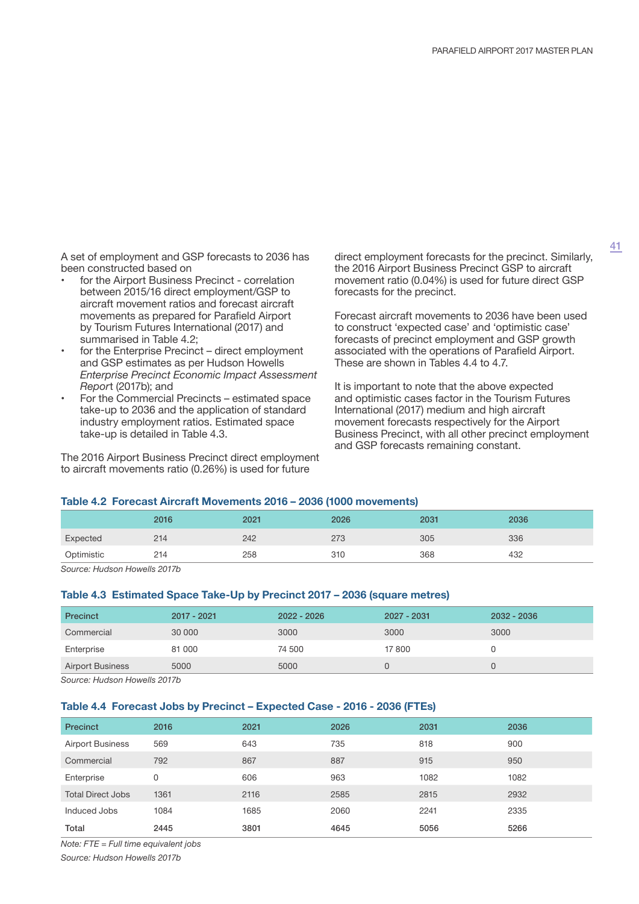A set of employment and GSP forecasts to 2036 has been constructed based on

- for the Airport Business Precinct - correlation between 2015/16 direct employment/GSP to aircraft movement ratios and forecast aircraft movements as prepared for Parafield Airport by Tourism Futures International (2017) and summarised in Table 4.2;
- for the Enterprise Precinct – direct employment and GSP estimates as per Hudson Howells *Enterprise Precinct Economic Impact Assessment Report* (2017b); and
- For the Commercial Precincts – estimated space take-up to 2036 and the application of standard industry employment ratios. Estimated space take-up is detailed in Table 4.3.

The 2016 Airport Business Precinct direct employment to aircraft movements ratio (0.26%) is used for future direct employment forecasts for the precinct. Similarly, the 2016 Airport Business Precinct GSP to aircraft movement ratio (0.04%) is used for future direct GSP forecasts for the precinct.

Forecast aircraft movements to 2036 have been used to construct 'expected case' and 'optimistic case' forecasts of precinct employment and GSP growth associated with the operations of Parafield Airport. These are shown in Tables 4.4 to 4.7.

It is important to note that the above expected and optimistic cases factor in the Tourism Futures International (2017) medium and high aircraft movement forecasts respectively for the Airport Business Precinct, with all other precinct employment and GSP forecasts remaining constant.

### Table 4.2 Forecast Aircraft Movements 2016 – 2036 (1000 movements)

| | 2016 | 2021 | 2026 | 2031 | 2036 |
|---|---|---|---|---|---|
| Expected | 214 | 242 | 273 | 305 | 336 |
| Optimistic | 214 | 258 | 310 | 368 | 432 |

*Source: Hudson Howells 2017b*

### Table 4.3 Estimated Space Take-Up by Precinct 2017 – 2036 (square metres)

| Precinct | 2017 - 2021 | 2022 - 2026 | 2027 - 2031 | 2032 - 2036 |
|---|---|---|---|---|
| Commercial | 30 000 | 3000 | 3000 | 3000 |
| Enterprise | 81 000 | 74 500 | 17 800 | 0 |
| Airport Business | 5000 | 5000 | 0 | 0 |

*Source: Hudson Howells 2017b*

### Table 4.4 Forecast Jobs by Precinct – Expected Case - 2016 - 2036 (FTEs)

| Precinct | 2016 | 2021 | 2026 | 2031 | 2036 |
|---|---|---|---|---|---|
| Airport Business | 569 | 643 | 735 | 818 | 900 |
| Commercial | 792 | 867 | 887 | 915 | 950 |
| Enterprise | 0 | 606 | 963 | 1082 | 1082 |
| Total Direct Jobs | 1361 | 2116 | 2585 | 2815 | 2932 |
| Induced Jobs | 1084 | 1685 | 2060 | 2241 | 2335 |
| **Total** | **2445** | **3801** | **4645** | **5056** | **5266** |

*Note: FTE = Full time equivalent jobs*

*Source: Hudson Howells 2017b*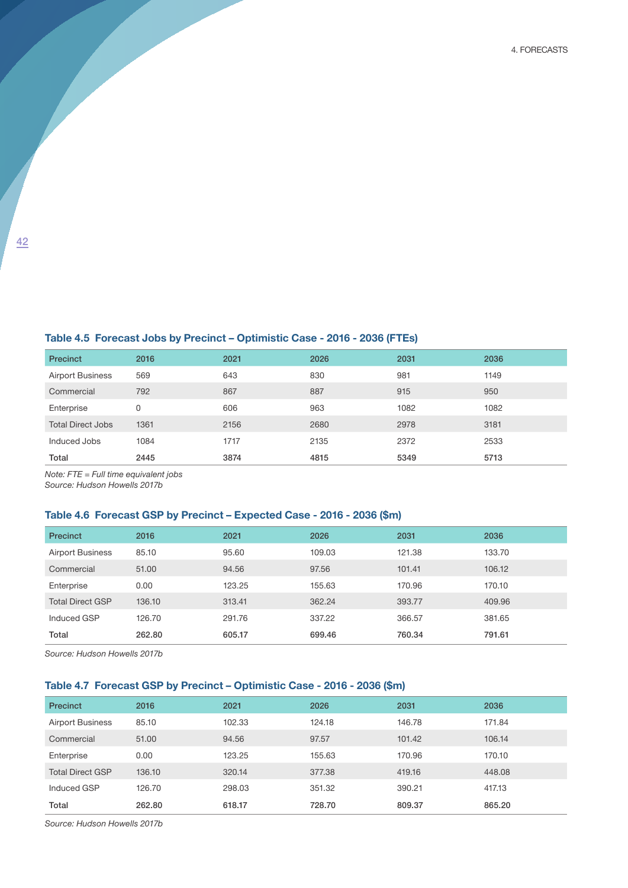### Table 4.5 Forecast Jobs by Precinct – Optimistic Case - 2016 - 2036 (FTEs)

| Precinct | 2016 | 2021 | 2026 | 2031 | 2036 |
|---|---|---|---|---|---|
| Airport Business | 569 | 643 | 830 | 981 | 1149 |
| Commercial | 792 | 867 | 887 | 915 | 950 |
| Enterprise | 0 | 606 | 963 | 1082 | 1082 |
| Total Direct Jobs | 1361 | 2156 | 2680 | 2978 | 3181 |
| Induced Jobs | 1084 | 1717 | 2135 | 2372 | 2533 |
| **Total** | **2445** | **3874** | **4815** | **5349** | **5713** |

*Note: FTE = Full time equivalent jobs*
*Source: Hudson Howells 2017b*

### Table 4.6 Forecast GSP by Precinct – Expected Case - 2016 - 2036 ($m)

| Precinct | 2016 | 2021 | 2026 | 2031 | 2036 |
|---|---|---|---|---|---|
| Airport Business | 85.10 | 95.60 | 109.03 | 121.38 | 133.70 |
| Commercial | 51.00 | 94.56 | 97.56 | 101.41 | 106.12 |
| Enterprise | 0.00 | 123.25 | 155.63 | 170.96 | 170.10 |
| Total Direct GSP | 136.10 | 313.41 | 362.24 | 393.77 | 409.96 |
| Induced GSP | 126.70 | 291.76 | 337.22 | 366.57 | 381.65 |
| **Total** | **262.80** | **605.17** | **699.46** | **760.34** | **791.61** |

*Source: Hudson Howells 2017b*

### Table 4.7 Forecast GSP by Precinct – Optimistic Case - 2016 - 2036 ($m)

| Precinct | 2016 | 2021 | 2026 | 2031 | 2036 |
|---|---|---|---|---|---|
| Airport Business | 85.10 | 102.33 | 124.18 | 146.78 | 171.84 |
| Commercial | 51.00 | 94.56 | 97.57 | 101.42 | 106.14 |
| Enterprise | 0.00 | 123.25 | 155.63 | 170.96 | 170.10 |
| Total Direct GSP | 136.10 | 320.14 | 377.38 | 419.16 | 448.08 |
| Induced GSP | 126.70 | 298.03 | 351.32 | 390.21 | 417.13 |
| **Total** | **262.80** | **618.17** | **728.70** | **809.37** | **865.20** |

*Source: Hudson Howells 2017b*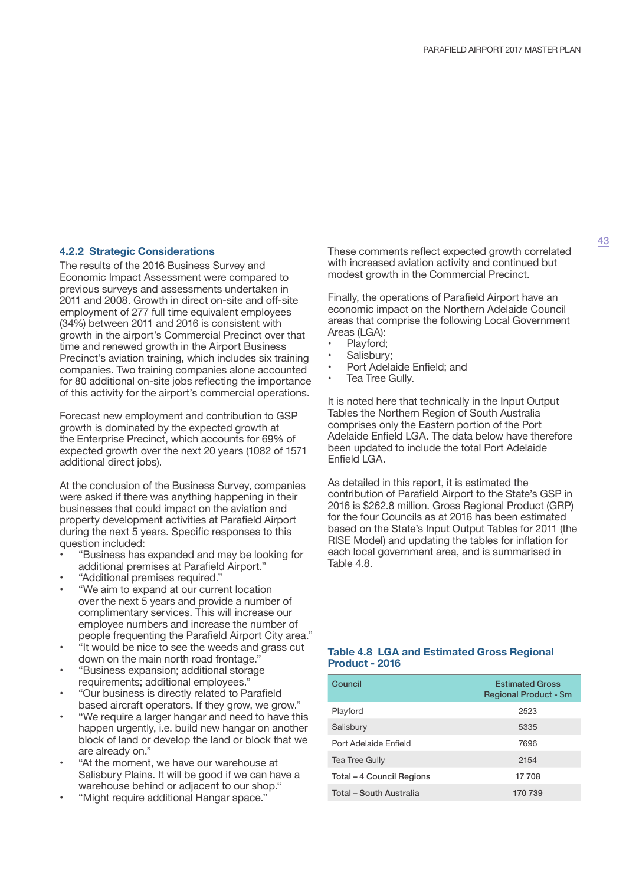### 4.2.2 Strategic Considerations

The results of the 2016 Business Survey and Economic Impact Assessment were compared to previous surveys and assessments undertaken in 2011 and 2008. Growth in direct on-site and off-site employment of 277 full time equivalent employees (34%) between 2011 and 2016 is consistent with growth in the airport's Commercial Precinct over that time and renewed growth in the Airport Business Precinct's aviation training, which includes six training companies. Two training companies alone accounted for 80 additional on-site jobs reflecting the importance of this activity for the airport's commercial operations.

Forecast new employment and contribution to GSP growth is dominated by the expected growth at the Enterprise Precinct, which accounts for 69% of expected growth over the next 20 years (1082 of 1571 additional direct jobs).

At the conclusion of the Business Survey, companies were asked if there was anything happening in their businesses that could impact on the aviation and property development activities at Parafield Airport during the next 5 years. Specific responses to this question included:

- "Business has expanded and may be looking for additional premises at Parafield Airport."
- "Additional premises required."
- "We aim to expand at our current location over the next 5 years and provide a number of complimentary services. This will increase our employee numbers and increase the number of people frequenting the Parafield Airport City area."
- "It would be nice to see the weeds and grass cut down on the main north road frontage."
- "Business expansion; additional storage requirements; additional employees."
- "Our business is directly related to Parafield based aircraft operators. If they grow, we grow."
- "We require a larger hangar and need to have this happen urgently, i.e. build new hangar on another block of land or develop the land or block that we are already on."
- "At the moment, we have our warehouse at Salisbury Plains. It will be good if we can have a warehouse behind or adjacent to our shop."
- "Might require additional Hangar space."

These comments reflect expected growth correlated with increased aviation activity and continued but modest growth in the Commercial Precinct.

Finally, the operations of Parafield Airport have an economic impact on the Northern Adelaide Council areas that comprise the following Local Government Areas (LGA):

- Playford;
- Salisbury;
- Port Adelaide Enfield; and
- Tea Tree Gully.

It is noted here that technically in the Input Output Tables the Northern Region of South Australia comprises only the Eastern portion of the Port Adelaide Enfield LGA. The data below have therefore been updated to include the total Port Adelaide Enfield LGA.

As detailed in this report, it is estimated the contribution of Parafield Airport to the State's GSP in 2016 is $262.8 million. Gross Regional Product (GRP) for the four Councils as at 2016 has been estimated based on the State's Input Output Tables for 2011 (the RISE Model) and updating the tables for inflation for each local government area, and is summarised in Table 4.8.

**Table 4.8 LGA and Estimated Gross Regional Product - 2016**

| Council | Estimated Gross Regional Product - $m |
|---|---|
| Playford | 2523 |
| Salisbury | 5335 |
| Port Adelaide Enfield | 7696 |
| Tea Tree Gully | 2154 |
| **Total – 4 Council Regions** | **17 708** |
| **Total – South Australia** | **170 739** |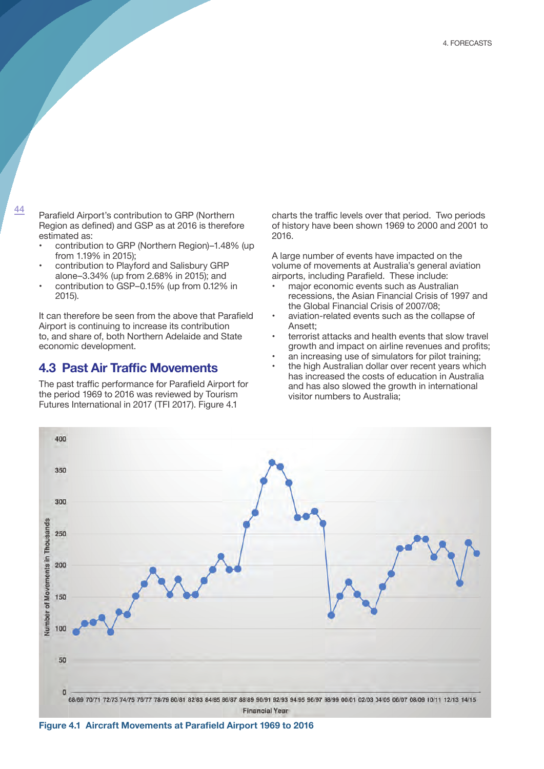Parafield Airport's contribution to GRP (Northern Region as defined) and GSP as at 2016 is therefore estimated as:

- contribution to GRP (Northern Region)–1.48% (up from 1.19% in 2015);
- contribution to Playford and Salisbury GRP alone–3.34% (up from 2.68% in 2015); and
- contribution to GSP–0.15% (up from 0.12% in 2015).

It can therefore be seen from the above that Parafield Airport is continuing to increase its contribution to, and share of, both Northern Adelaide and State economic development.

## 4.3 Past Air Traffic Movements

The past traffic performance for Parafield Airport for the period 1969 to 2016 was reviewed by Tourism Futures International in 2017 (TFI 2017). Figure 4.1 charts the traffic levels over that period. Two periods of history have been shown 1969 to 2000 and 2001 to 2016.

A large number of events have impacted on the volume of movements at Australia's general aviation airports, including Parafield. These include:

- major economic events such as Australian recessions, the Asian Financial Crisis of 1997 and the Global Financial Crisis of 2007/08;
- aviation-related events such as the collapse of Ansett;
- terrorist attacks and health events that slow travel growth and impact on airline revenues and profits;
- an increasing use of simulators for pilot training;
- the high Australian dollar over recent years which has increased the costs of education in Australia and has also slowed the growth in international visitor numbers to Australia;

**Figure 4.1 Aircraft Movements at Parafield Airport 1969 to 2016**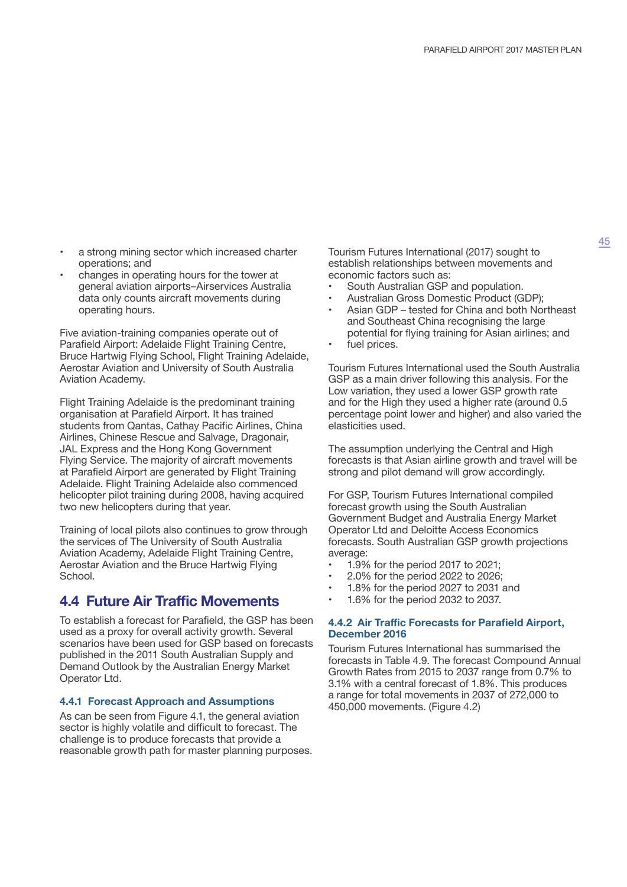- a strong mining sector which increased charter operations; and
- changes in operating hours for the tower at general aviation airports–Airservices Australia data only counts aircraft movements during operating hours.

Five aviation-training companies operate out of Parafield Airport: Adelaide Flight Training Centre, Bruce Hartwig Flying School, Flight Training Adelaide, Aerostar Aviation and University of South Australia Aviation Academy.

Flight Training Adelaide is the predominant training organisation at Parafield Airport. It has trained students from Qantas, Cathay Pacific Airlines, China Airlines, Chinese Rescue and Salvage, Dragonair, JAL Express and the Hong Kong Government Flying Service. The majority of aircraft movements at Parafield Airport are generated by Flight Training Adelaide. Flight Training Adelaide also commenced helicopter pilot training during 2008, having acquired two new helicopters during that year.

Training of local pilots also continues to grow through the services of The University of South Australia Aviation Academy, Adelaide Flight Training Centre, Aerostar Aviation and the Bruce Hartwig Flying School.

## 4.4 Future Air Traffic Movements

To establish a forecast for Parafield, the GSP has been used as a proxy for overall activity growth. Several scenarios have been used for GSP based on forecasts published in the 2011 South Australian Supply and Demand Outlook by the Australian Energy Market Operator Ltd.

### 4.4.1 Forecast Approach and Assumptions

As can be seen from Figure 4.1, the general aviation sector is highly volatile and difficult to forecast. The challenge is to produce forecasts that provide a reasonable growth path for master planning purposes.

Tourism Futures International (2017) sought to establish relationships between movements and economic factors such as:

- South Australian GSP and population.
- Australian Gross Domestic Product (GDP);
- Asian GDP – tested for China and both Northeast and Southeast China recognising the large potential for flying training for Asian airlines; and
- fuel prices.

Tourism Futures International used the South Australia GSP as a main driver following this analysis. For the Low variation, they used a lower GSP growth rate and for the High they used a higher rate (around 0.5 percentage point lower and higher) and also varied the elasticities used.

The assumption underlying the Central and High forecasts is that Asian airline growth and travel will be strong and pilot demand will grow accordingly.

For GSP, Tourism Futures International compiled forecast growth using the South Australian Government Budget and Australia Energy Market Operator Ltd and Deloitte Access Economics forecasts. South Australian GSP growth projections average:

- 1.9% for the period 2017 to 2021;
- 2.0% for the period 2022 to 2026;
- 1.8% for the period 2027 to 2031 and
- 1.6% for the period 2032 to 2037.

### 4.4.2 Air Traffic Forecasts for Parafield Airport, December 2016

Tourism Futures International has summarised the forecasts in Table 4.9. The forecast Compound Annual Growth Rates from 2015 to 2037 range from 0.7% to 3.1% with a central forecast of 1.8%. This produces a range for total movements in 2037 of 272,000 to 450,000 movements. (Figure 4.2)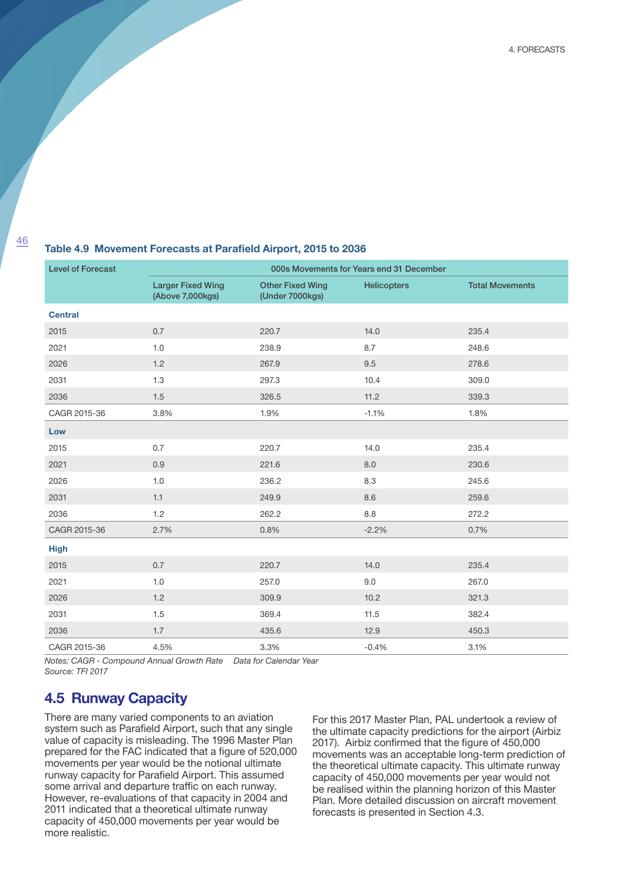**Table 4.9 Movement Forecasts at Parafield Airport, 2015 to 2036**

| Level of Forecast | 000s Movements for Years end 31 December | | | |
|---|---|---|---|---|
| | Larger Fixed Wing (Above 7,000kgs) | Other Fixed Wing (Under 7000kgs) | Helicopters | Total Movements |
| **Central** | | | | |
| 2015 | 0.7 | 220.7 | 14.0 | 235.4 |
| 2021 | 1.0 | 238.9 | 8.7 | 248.6 |
| 2026 | 1.2 | 267.9 | 9.5 | 278.6 |
| 2031 | 1.3 | 297.3 | 10.4 | 309.0 |
| 2036 | 1.5 | 326.5 | 11.2 | 339.3 |
| CAGR 2015-36 | 3.8% | 1.9% | -1.1% | 1.8% |
| **Low** | | | | |
| 2015 | 0.7 | 220.7 | 14.0 | 235.4 |
| 2021 | 0.9 | 221.6 | 8.0 | 230.6 |
| 2026 | 1.0 | 236.2 | 8.3 | 245.6 |
| 2031 | 1.1 | 249.9 | 8.6 | 259.6 |
| 2036 | 1.2 | 262.2 | 8.8 | 272.2 |
| CAGR 2015-36 | 2.7% | 0.8% | -2.2% | 0.7% |
| **High** | | | | |
| 2015 | 0.7 | 220.7 | 14.0 | 235.4 |
| 2021 | 1.0 | 257.0 | 9.0 | 267.0 |
| 2026 | 1.2 | 309.9 | 10.2 | 321.3 |
| 2031 | 1.5 | 369.4 | 11.5 | 382.4 |
| 2036 | 1.7 | 435.6 | 12.9 | 450.3 |
| CAGR 2015-36 | 4.5% | 3.3% | -0.4% | 3.1% |

*Notes: CAGR - Compound Annual Growth Rate     Data for Calendar Year*
*Source: TFI 2017*

## 4.5 Runway Capacity

There are many varied components to an aviation system such as Parafield Airport, such that any single value of capacity is misleading. The 1996 Master Plan prepared for the FAC indicated that a figure of 520,000 movements per year would be the notional ultimate runway capacity for Parafield Airport. This assumed some arrival and departure traffic on each runway. However, re-evaluations of that capacity in 2004 and 2011 indicated that a theoretical ultimate runway capacity of 450,000 movements per year would be more realistic.

For this 2017 Master Plan, PAL undertook a review of the ultimate capacity predictions for the airport (Airbiz 2017). Airbiz confirmed that the figure of 450,000 movements was an acceptable long-term prediction of the theoretical ultimate capacity. This ultimate runway capacity of 450,000 movements per year would not be realised within the planning horizon of this Master Plan. More detailed discussion on aircraft movement forecasts is presented in Section 4.3.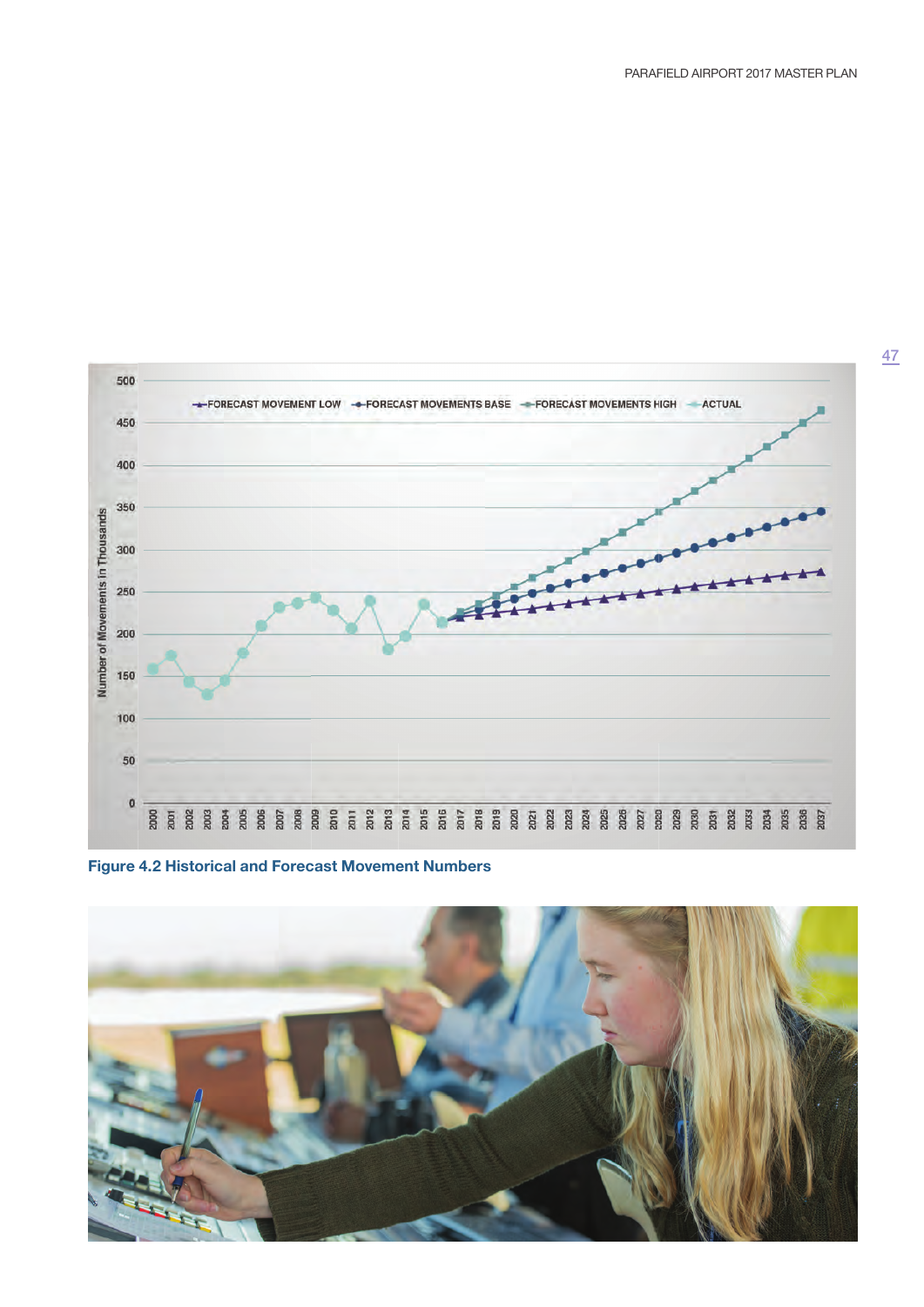FORECAST MOVEMENT LOW
FORECAST MOVEMENTS BASE
FORECAST MOVEMENTS HIGH
ACTUAL

Number of Movements in Thousands

500
450
400
350
300
250
200
150
100
50
0

2000 2001 2002 2003 2004 2005 2006 2007 2008 2009 2010 2011 2012 2013 2014 2015 2016 2017 2018 2019 2020 2021 2022 2023 2024 2025 2026 2027 2028 2029 2030 2031 2032 2033 2034 2035 2036 2037

**Figure 4.2 Historical and Forecast Movement Numbers**